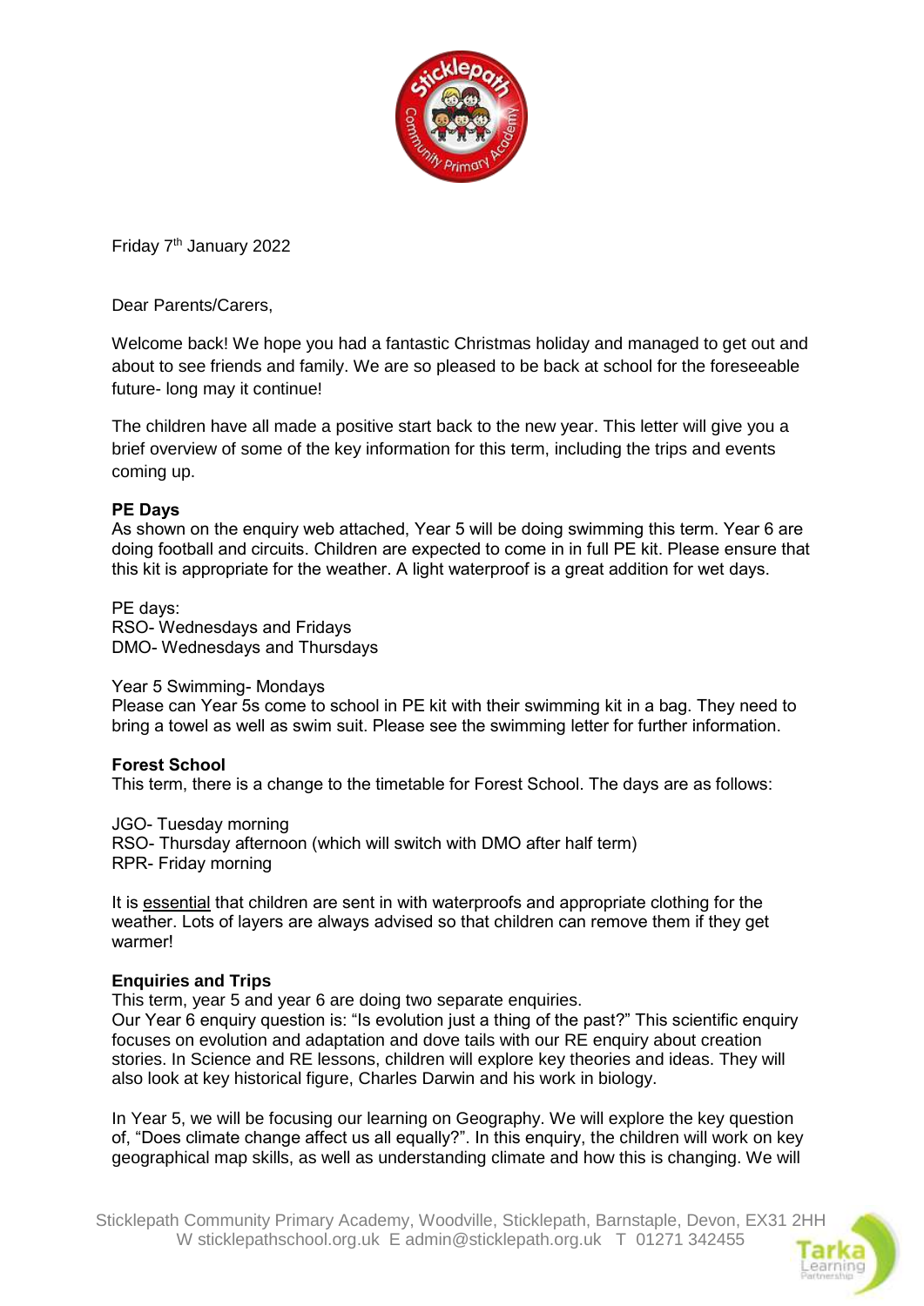Friday 7th January 2022

Dear Parents/Carers,

Welcome back! We hope you had a fantastic Christmas holiday and managed to get out and about to see friends and family. We are so pleased to be back at school for the foreseeable future- long may it continue!

The children have all made a positive start back to the new year. This letter will give you a brief overview of some of the key information for this term, including the trips and events coming up.

**PE Days**
As shown on the enquiry web attached, Year 5 will be doing swimming this term. Year 6 are doing football and circuits. Children are expected to come in in full PE kit. Please ensure that this kit is appropriate for the weather. A light waterproof is a great addition for wet days.

PE days:
RSO- Wednesdays and Fridays
DMO- Wednesdays and Thursdays

Year 5 Swimming- Mondays
Please can Year 5s come to school in PE kit with their swimming kit in a bag. They need to bring a towel as well as swim suit. Please see the swimming letter for further information.

**Forest School**
This term, there is a change to the timetable for Forest School. The days are as follows:

JGO- Tuesday morning
RSO- Thursday afternoon (which will switch with DMO after half term)
RPR- Friday morning

It is essential that children are sent in with waterproofs and appropriate clothing for the weather. Lots of layers are always advised so that children can remove them if they get warmer!

**Enquiries and Trips**
This term, year 5 and year 6 are doing two separate enquiries.
Our Year 6 enquiry question is: "Is evolution just a thing of the past?" This scientific enquiry focuses on evolution and adaptation and dove tails with our RE enquiry about creation stories. In Science and RE lessons, children will explore key theories and ideas. They will also look at key historical figure, Charles Darwin and his work in biology.

In Year 5, we will be focusing our learning on Geography. We will explore the key question of, "Does climate change affect us all equally?". In this enquiry, the children will work on key geographical map skills, as well as understanding climate and how this is changing. We will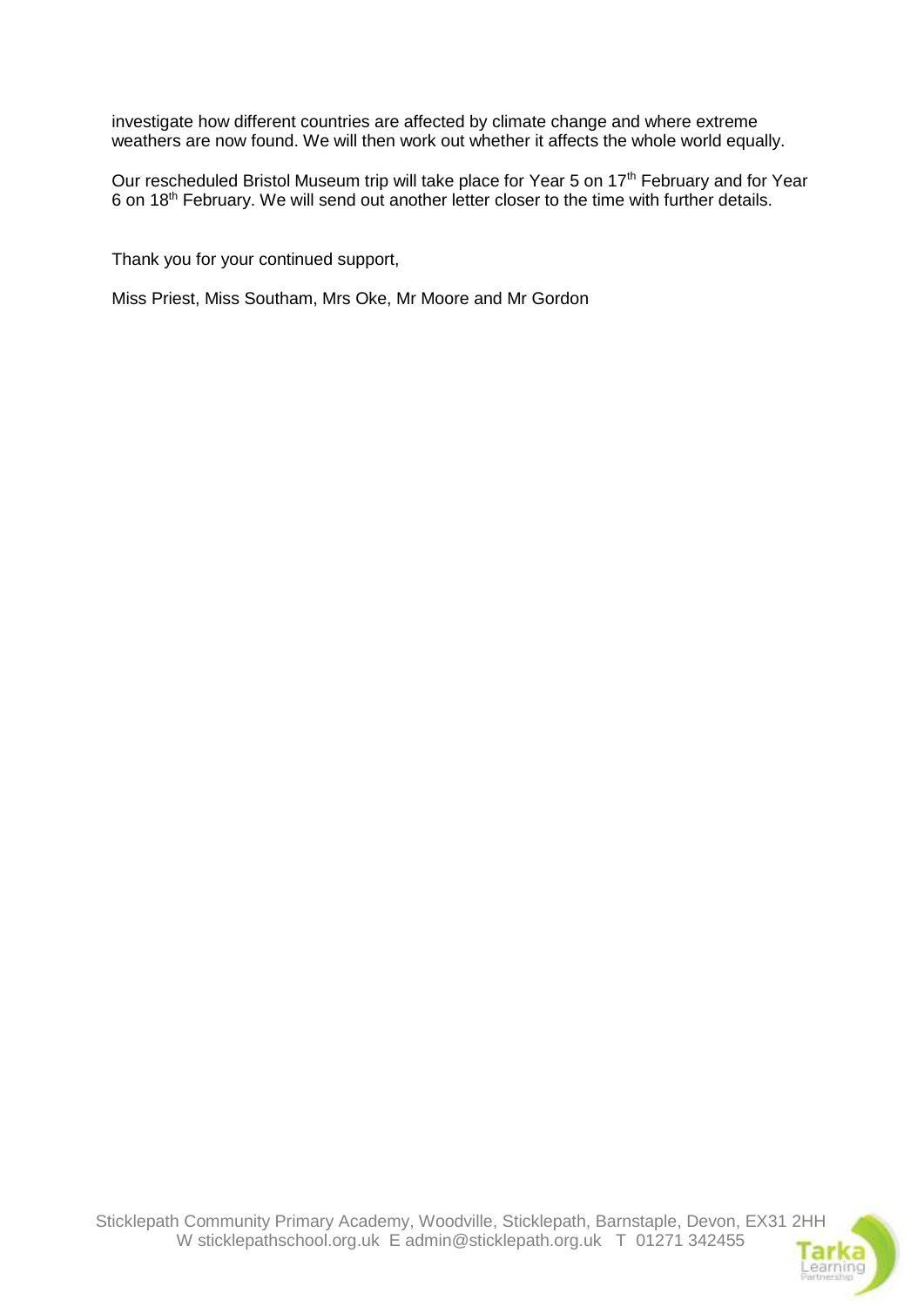investigate how different countries are affected by climate change and where extreme weathers are now found. We will then work out whether it affects the whole world equally.

Our rescheduled Bristol Museum trip will take place for Year 5 on 17th February and for Year 6 on 18th February. We will send out another letter closer to the time with further details.

Thank you for your continued support,

Miss Priest, Miss Southam, Mrs Oke, Mr Moore and Mr Gordon